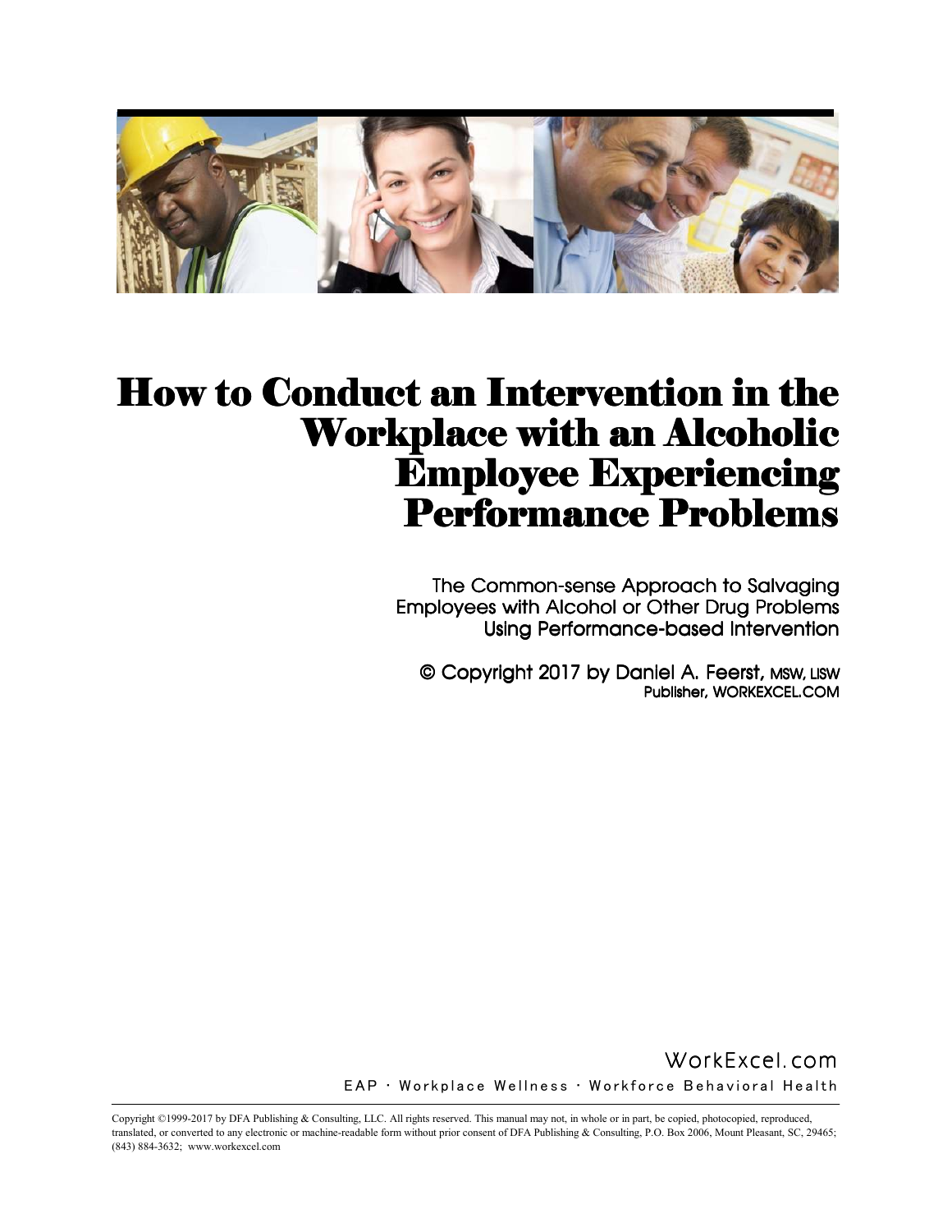# How to Conduct an Intervention in the Workplace with an Alcoholic Employee Experiencing Performance Problems

The Common-sense Approach to Salvaging Employees with Alcohol or Other Drug Problems Using Performance-based Intervention

© Copyright 2017 by Daniel A. Feerst, MSW, LISW
Publisher, WORKEXCEL.COM

WorkExcel.com
EAP · Workplace Wellness · Workforce Behavioral Health

Copyright ©1999-2017 by DFA Publishing & Consulting, LLC. All rights reserved. This manual may not, in whole or in part, be copied, photocopied, reproduced, translated, or converted to any electronic or machine-readable form without prior consent of DFA Publishing & Consulting, P.O. Box 2006, Mount Pleasant, SC, 29465; (843) 884-3632; www.workexcel.com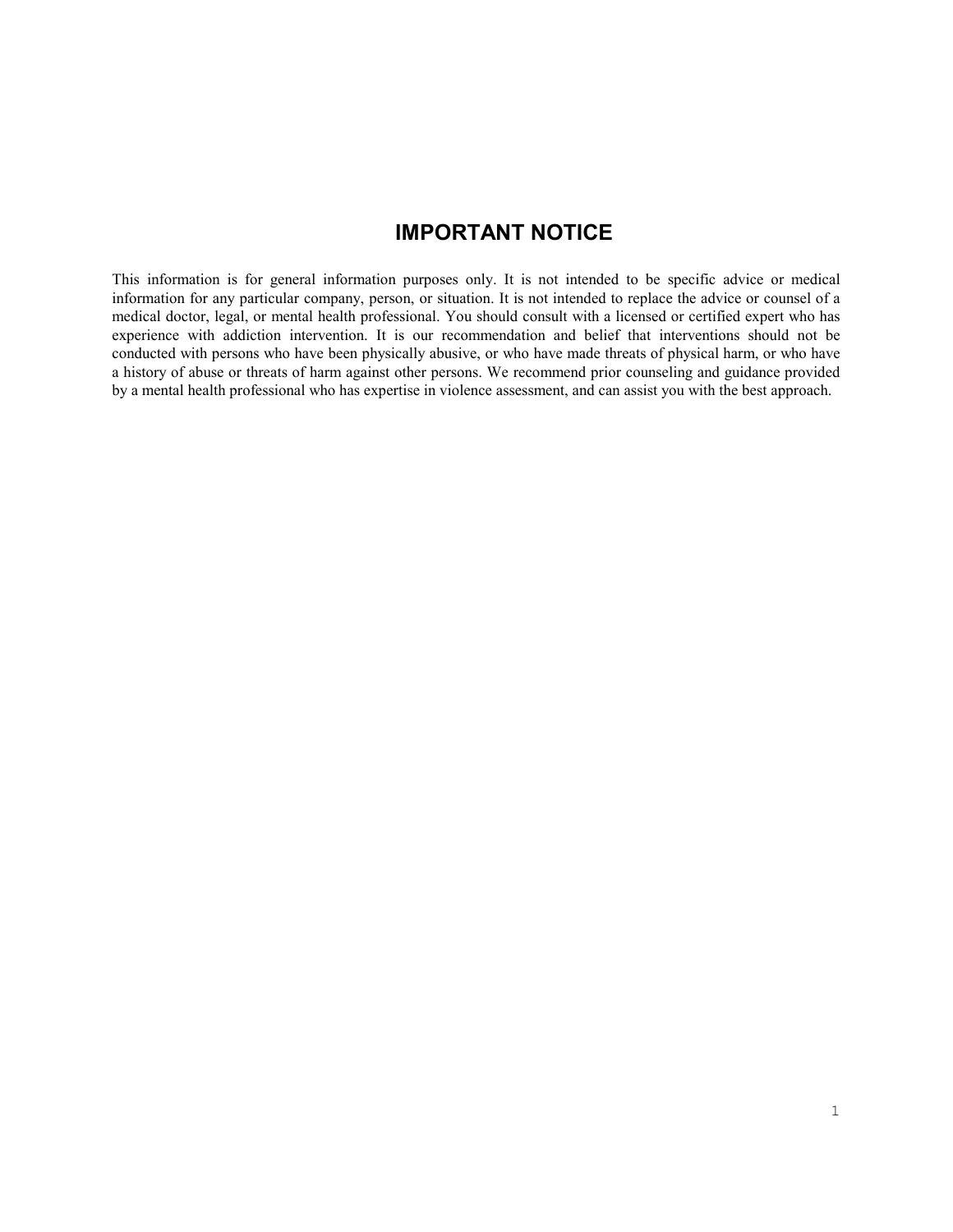# IMPORTANT NOTICE

This information is for general information purposes only. It is not intended to be specific advice or medical information for any particular company, person, or situation. It is not intended to replace the advice or counsel of a medical doctor, legal, or mental health professional. You should consult with a licensed or certified expert who has experience with addiction intervention. It is our recommendation and belief that interventions should not be conducted with persons who have been physically abusive, or who have made threats of physical harm, or who have a history of abuse or threats of harm against other persons. We recommend prior counseling and guidance provided by a mental health professional who has expertise in violence assessment, and can assist you with the best approach.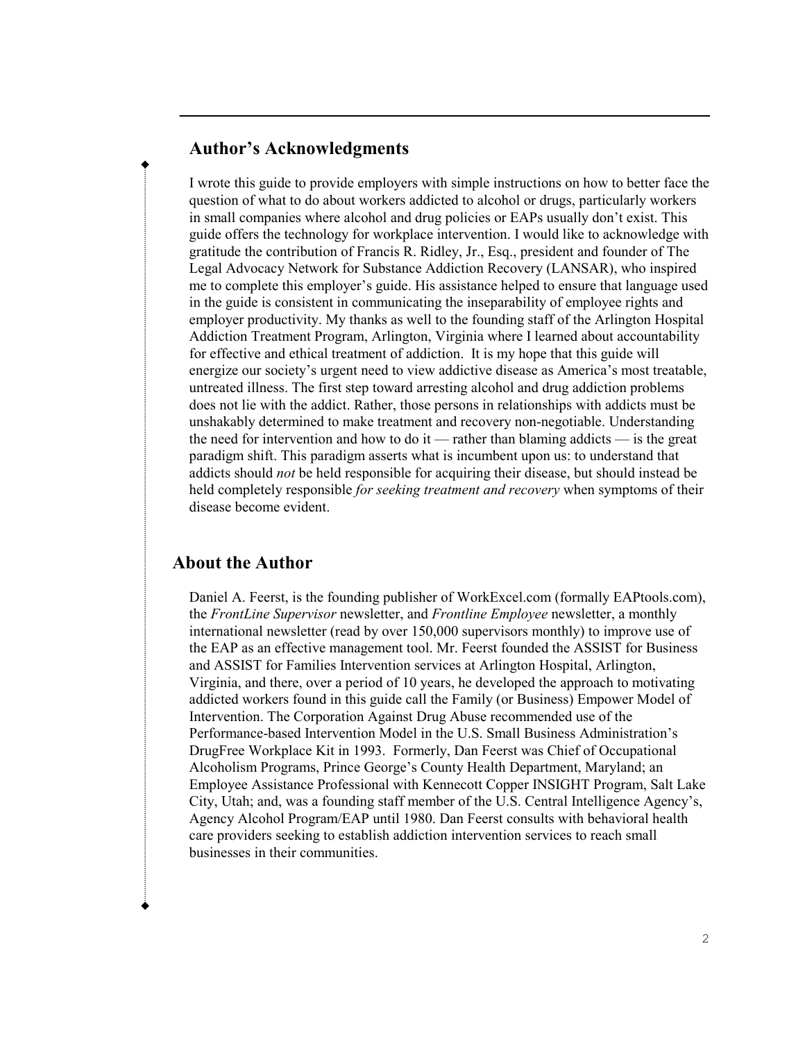## Author's Acknowledgments

I wrote this guide to provide employers with simple instructions on how to better face the question of what to do about workers addicted to alcohol or drugs, particularly workers in small companies where alcohol and drug policies or EAPs usually don't exist. This guide offers the technology for workplace intervention. I would like to acknowledge with gratitude the contribution of Francis R. Ridley, Jr., Esq., president and founder of The Legal Advocacy Network for Substance Addiction Recovery (LANSAR), who inspired me to complete this employer's guide. His assistance helped to ensure that language used in the guide is consistent in communicating the inseparability of employee rights and employer productivity. My thanks as well to the founding staff of the Arlington Hospital Addiction Treatment Program, Arlington, Virginia where I learned about accountability for effective and ethical treatment of addiction. It is my hope that this guide will energize our society's urgent need to view addictive disease as America's most treatable, untreated illness. The first step toward arresting alcohol and drug addiction problems does not lie with the addict. Rather, those persons in relationships with addicts must be unshakably determined to make treatment and recovery non-negotiable. Understanding the need for intervention and how to do it — rather than blaming addicts — is the great paradigm shift. This paradigm asserts what is incumbent upon us: to understand that addicts should *not* be held responsible for acquiring their disease, but should instead be held completely responsible *for seeking treatment and recovery* when symptoms of their disease become evident.

## About the Author

Daniel A. Feerst, is the founding publisher of WorkExcel.com (formally EAPtools.com), the *FrontLine Supervisor* newsletter, and *Frontline Employee* newsletter, a monthly international newsletter (read by over 150,000 supervisors monthly) to improve use of the EAP as an effective management tool. Mr. Feerst founded the ASSIST for Business and ASSIST for Families Intervention services at Arlington Hospital, Arlington, Virginia, and there, over a period of 10 years, he developed the approach to motivating addicted workers found in this guide call the Family (or Business) Empower Model of Intervention. The Corporation Against Drug Abuse recommended use of the Performance-based Intervention Model in the U.S. Small Business Administration's DrugFree Workplace Kit in 1993. Formerly, Dan Feerst was Chief of Occupational Alcoholism Programs, Prince George's County Health Department, Maryland; an Employee Assistance Professional with Kennecott Copper INSIGHT Program, Salt Lake City, Utah; and, was a founding staff member of the U.S. Central Intelligence Agency's, Agency Alcohol Program/EAP until 1980. Dan Feerst consults with behavioral health care providers seeking to establish addiction intervention services to reach small businesses in their communities.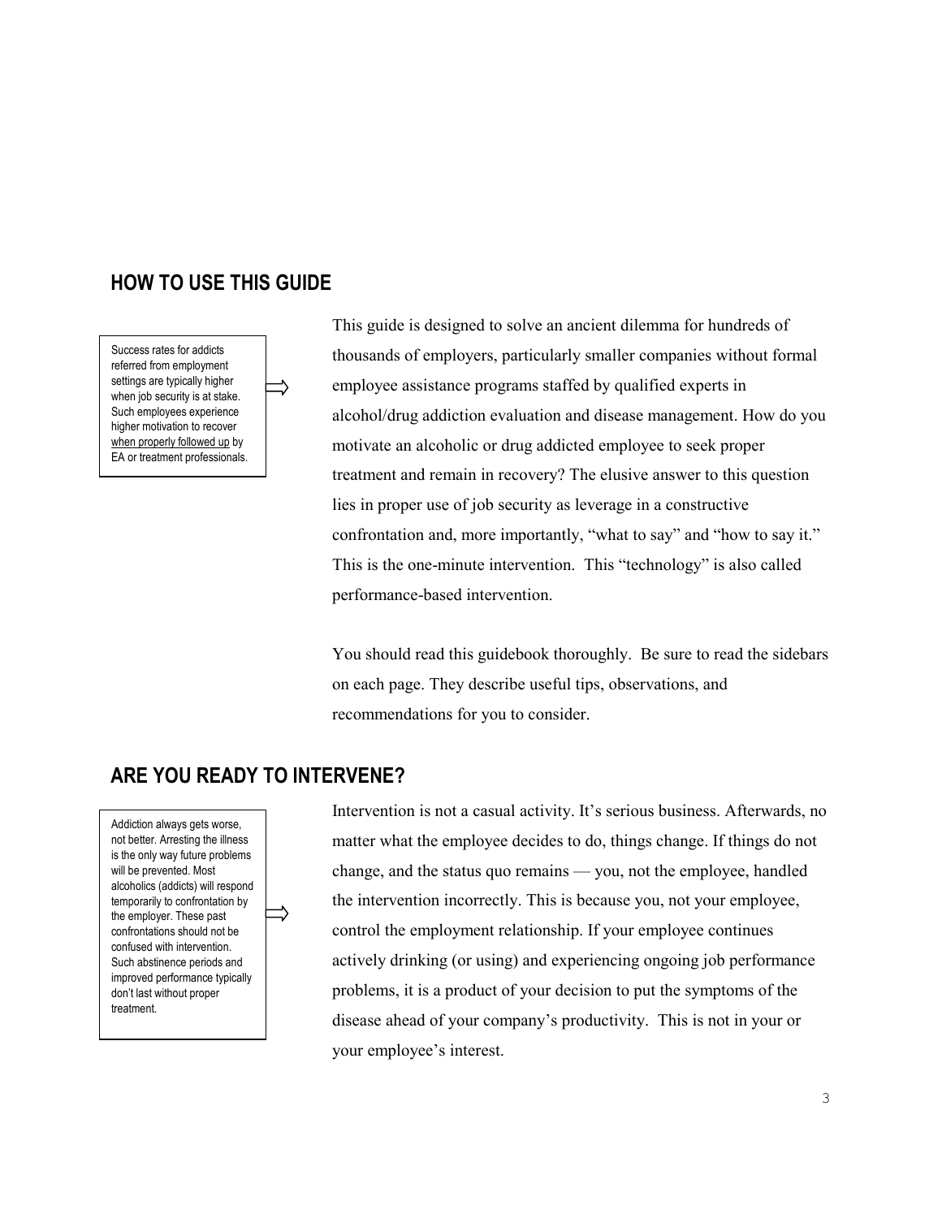## HOW TO USE THIS GUIDE

> Success rates for addicts referred from employment settings are typically higher when job security is at stake. Such employees experience higher motivation to recover when properly followed up by EA or treatment professionals.

This guide is designed to solve an ancient dilemma for hundreds of thousands of employers, particularly smaller companies without formal employee assistance programs staffed by qualified experts in alcohol/drug addiction evaluation and disease management. How do you motivate an alcoholic or drug addicted employee to seek proper treatment and remain in recovery? The elusive answer to this question lies in proper use of job security as leverage in a constructive confrontation and, more importantly, "what to say" and "how to say it." This is the one-minute intervention. This "technology" is also called performance-based intervention.

You should read this guidebook thoroughly. Be sure to read the sidebars on each page. They describe useful tips, observations, and recommendations for you to consider.

## ARE YOU READY TO INTERVENE?

> Addiction always gets worse, not better. Arresting the illness is the only way future problems will be prevented. Most alcoholics (addicts) will respond temporarily to confrontation by the employer. These past confrontations should not be confused with intervention. Such abstinence periods and improved performance typically don't last without proper treatment.

Intervention is not a casual activity. It's serious business. Afterwards, no matter what the employee decides to do, things change. If things do not change, and the status quo remains — you, not the employee, handled the intervention incorrectly. This is because you, not your employee, control the employment relationship. If your employee continues actively drinking (or using) and experiencing ongoing job performance problems, it is a product of your decision to put the symptoms of the disease ahead of your company's productivity. This is not in your or your employee's interest.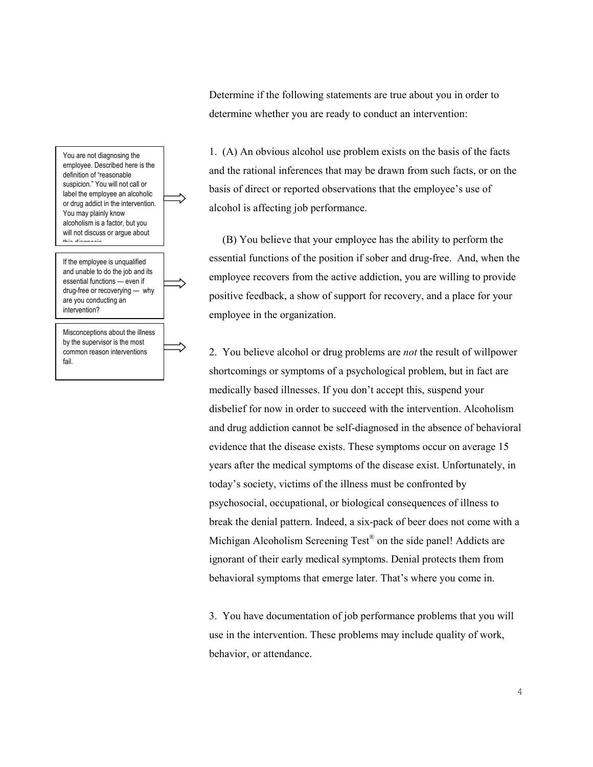Determine if the following statements are true about you in order to determine whether you are ready to conduct an intervention:

> You are not diagnosing the employee. Described here is the definition of "reasonable suspicion." You will not call or label the employee an alcoholic or drug addict in the intervention. You may plainly know alcoholism is a factor, but you will not discuss or argue about this diagnosis.

1. (A) An obvious alcohol use problem exists on the basis of the facts and the rational inferences that may be drawn from such facts, or on the basis of direct or reported observations that the employee's use of alcohol is affecting job performance.

> If the employee is unqualified and unable to do the job and its essential functions — even if drug-free or recoverying — why are you conducting an intervention?

(B) You believe that your employee has the ability to perform the essential functions of the position if sober and drug-free. And, when the employee recovers from the active addiction, you are willing to provide positive feedback, a show of support for recovery, and a place for your employee in the organization.

> Misconceptions about the illness by the supervisor is the most common reason interventions fail.

2. You believe alcohol or drug problems are *not* the result of willpower shortcomings or symptoms of a psychological problem, but in fact are medically based illnesses. If you don't accept this, suspend your disbelief for now in order to succeed with the intervention. Alcoholism and drug addiction cannot be self-diagnosed in the absence of behavioral evidence that the disease exists. These symptoms occur on average 15 years after the medical symptoms of the disease exist. Unfortunately, in today's society, victims of the illness must be confronted by psychosocial, occupational, or biological consequences of illness to break the denial pattern. Indeed, a six-pack of beer does not come with a Michigan Alcoholism Screening Test® on the side panel! Addicts are ignorant of their early medical symptoms. Denial protects them from behavioral symptoms that emerge later. That's where you come in.

3. You have documentation of job performance problems that you will use in the intervention. These problems may include quality of work, behavior, or attendance.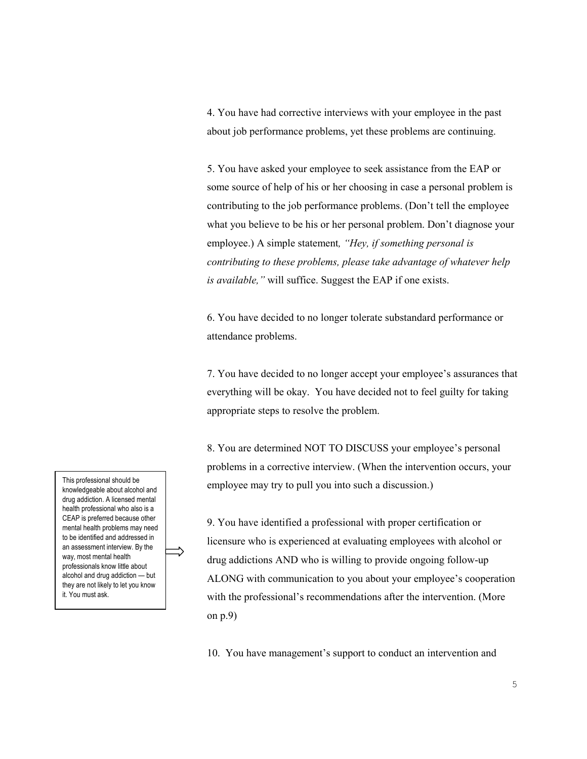4. You have had corrective interviews with your employee in the past about job performance problems, yet these problems are continuing.

5. You have asked your employee to seek assistance from the EAP or some source of help of his or her choosing in case a personal problem is contributing to the job performance problems. (Don't tell the employee what you believe to be his or her personal problem. Don't diagnose your employee.) A simple statement*, "Hey, if something personal is contributing to these problems, please take advantage of whatever help is available,"* will suffice. Suggest the EAP if one exists.

6. You have decided to no longer tolerate substandard performance or attendance problems.

7. You have decided to no longer accept your employee's assurances that everything will be okay. You have decided not to feel guilty for taking appropriate steps to resolve the problem.

8. You are determined NOT TO DISCUSS your employee's personal problems in a corrective interview. (When the intervention occurs, your employee may try to pull you into such a discussion.)

9. You have identified a professional with proper certification or licensure who is experienced at evaluating employees with alcohol or drug addictions AND who is willing to provide ongoing follow-up ALONG with communication to you about your employee's cooperation with the professional's recommendations after the intervention. (More on p.9)

> This professional should be knowledgeable about alcohol and drug addiction. A licensed mental health professional who also is a CEAP is preferred because other mental health problems may need to be identified and addressed in an assessment interview. By the way, most mental health professionals know little about alcohol and drug addiction — but they are not likely to let you know it. You must ask.

10. You have management's support to conduct an intervention and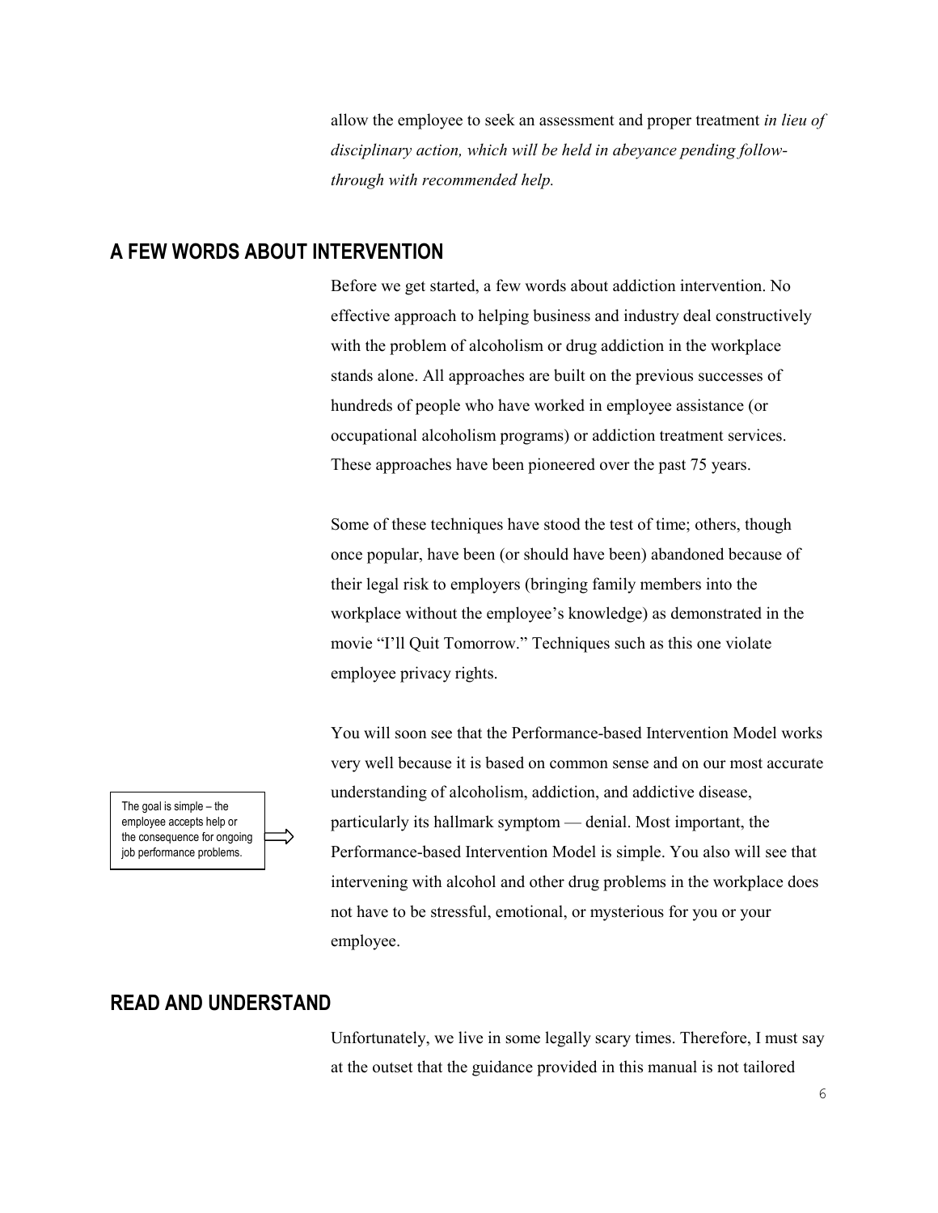allow the employee to seek an assessment and proper treatment *in lieu of disciplinary action, which will be held in abeyance pending follow-through with recommended help.*

## A FEW WORDS ABOUT INTERVENTION

Before we get started, a few words about addiction intervention. No effective approach to helping business and industry deal constructively with the problem of alcoholism or drug addiction in the workplace stands alone. All approaches are built on the previous successes of hundreds of people who have worked in employee assistance (or occupational alcoholism programs) or addiction treatment services. These approaches have been pioneered over the past 75 years.

Some of these techniques have stood the test of time; others, though once popular, have been (or should have been) abandoned because of their legal risk to employers (bringing family members into the workplace without the employee's knowledge) as demonstrated in the movie "I'll Quit Tomorrow." Techniques such as this one violate employee privacy rights.

> The goal is simple – the employee accepts help or the consequence for ongoing job performance problems.

You will soon see that the Performance-based Intervention Model works very well because it is based on common sense and on our most accurate understanding of alcoholism, addiction, and addictive disease, particularly its hallmark symptom — denial. Most important, the Performance-based Intervention Model is simple. You also will see that intervening with alcohol and other drug problems in the workplace does not have to be stressful, emotional, or mysterious for you or your employee.

## READ AND UNDERSTAND

Unfortunately, we live in some legally scary times. Therefore, I must say at the outset that the guidance provided in this manual is not tailored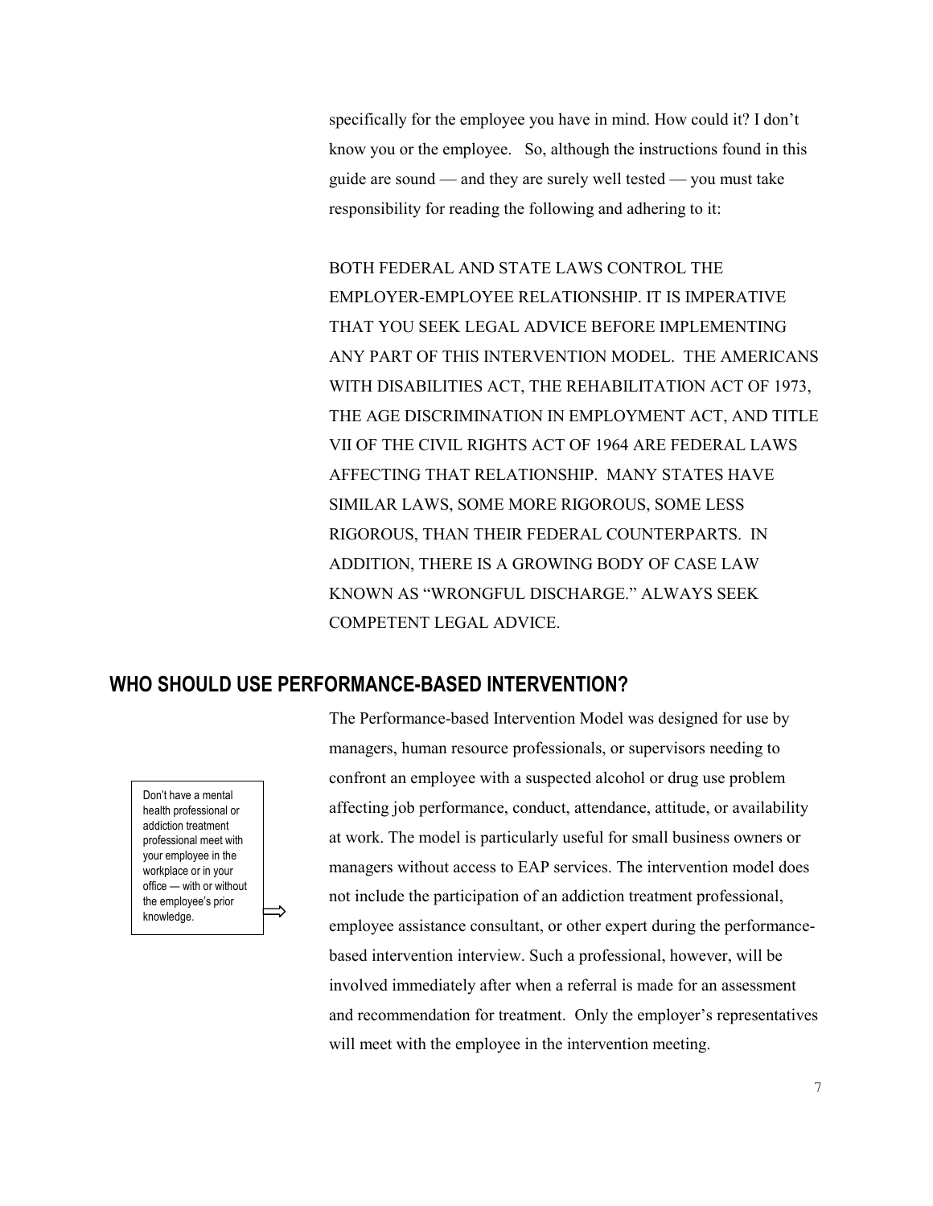specifically for the employee you have in mind. How could it? I don't know you or the employee. So, although the instructions found in this guide are sound — and they are surely well tested — you must take responsibility for reading the following and adhering to it:

BOTH FEDERAL AND STATE LAWS CONTROL THE EMPLOYER-EMPLOYEE RELATIONSHIP. IT IS IMPERATIVE THAT YOU SEEK LEGAL ADVICE BEFORE IMPLEMENTING ANY PART OF THIS INTERVENTION MODEL. THE AMERICANS WITH DISABILITIES ACT, THE REHABILITATION ACT OF 1973, THE AGE DISCRIMINATION IN EMPLOYMENT ACT, AND TITLE VII OF THE CIVIL RIGHTS ACT OF 1964 ARE FEDERAL LAWS AFFECTING THAT RELATIONSHIP. MANY STATES HAVE SIMILAR LAWS, SOME MORE RIGOROUS, SOME LESS RIGOROUS, THAN THEIR FEDERAL COUNTERPARTS. IN ADDITION, THERE IS A GROWING BODY OF CASE LAW KNOWN AS "WRONGFUL DISCHARGE." ALWAYS SEEK COMPETENT LEGAL ADVICE.

## WHO SHOULD USE PERFORMANCE-BASED INTERVENTION?

> Don't have a mental health professional or addiction treatment professional meet with your employee in the workplace or in your office — with or without the employee's prior knowledge.

The Performance-based Intervention Model was designed for use by managers, human resource professionals, or supervisors needing to confront an employee with a suspected alcohol or drug use problem affecting job performance, conduct, attendance, attitude, or availability at work. The model is particularly useful for small business owners or managers without access to EAP services. The intervention model does not include the participation of an addiction treatment professional, employee assistance consultant, or other expert during the performance-based intervention interview. Such a professional, however, will be involved immediately after when a referral is made for an assessment and recommendation for treatment. Only the employer's representatives will meet with the employee in the intervention meeting.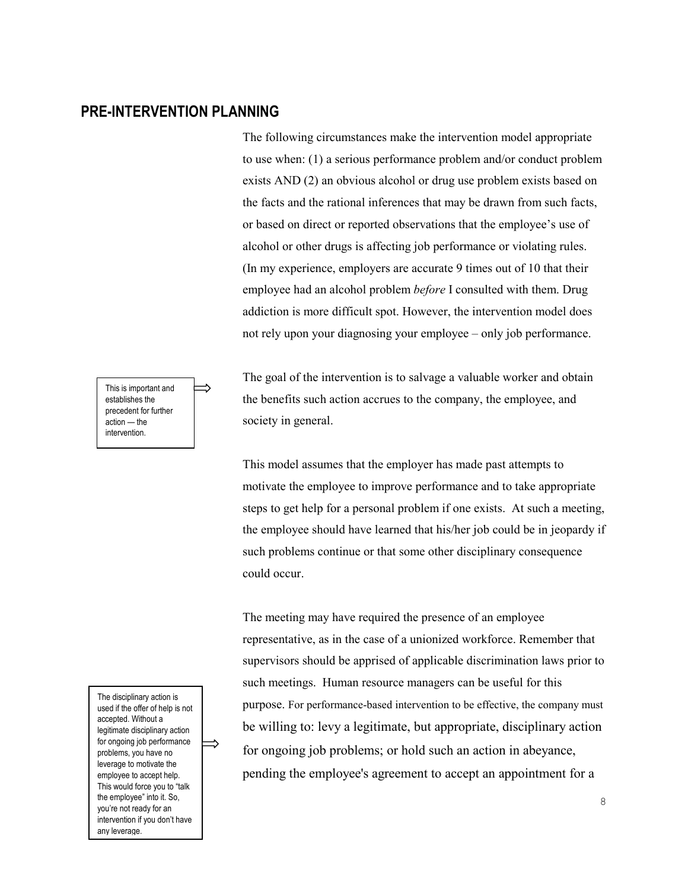## PRE-INTERVENTION PLANNING

The following circumstances make the intervention model appropriate to use when: (1) a serious performance problem and/or conduct problem exists AND (2) an obvious alcohol or drug use problem exists based on the facts and the rational inferences that may be drawn from such facts, or based on direct or reported observations that the employee's use of alcohol or other drugs is affecting job performance or violating rules. (In my experience, employers are accurate 9 times out of 10 that their employee had an alcohol problem *before* I consulted with them. Drug addiction is more difficult spot. However, the intervention model does not rely upon your diagnosing your employee – only job performance.

The goal of the intervention is to salvage a valuable worker and obtain the benefits such action accrues to the company, the employee, and society in general.

> This is important and establishes the precedent for further action — the intervention.

This model assumes that the employer has made past attempts to motivate the employee to improve performance and to take appropriate steps to get help for a personal problem if one exists. At such a meeting, the employee should have learned that his/her job could be in jeopardy if such problems continue or that some other disciplinary consequence could occur.

The meeting may have required the presence of an employee representative, as in the case of a unionized workforce. Remember that supervisors should be apprised of applicable discrimination laws prior to such meetings. Human resource managers can be useful for this purpose. For performance-based intervention to be effective, the company must be willing to: levy a legitimate, but appropriate, disciplinary action for ongoing job problems; or hold such an action in abeyance, pending the employee's agreement to accept an appointment for a

> The disciplinary action is used if the offer of help is not accepted. Without a legitimate disciplinary action for ongoing job performance problems, you have no leverage to motivate the employee to accept help. This would force you to "talk the employee" into it. So, you're not ready for an intervention if you don't have any leverage.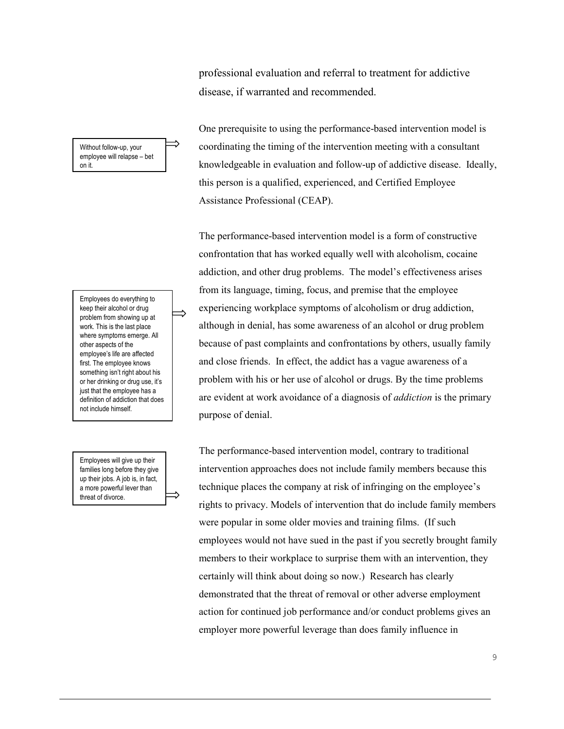professional evaluation and referral to treatment for addictive disease, if warranted and recommended.

> Without follow-up, your employee will relapse – bet on it.

One prerequisite to using the performance-based intervention model is coordinating the timing of the intervention meeting with a consultant knowledgeable in evaluation and follow-up of addictive disease. Ideally, this person is a qualified, experienced, and Certified Employee Assistance Professional (CEAP).

> Employees do everything to keep their alcohol or drug problem from showing up at work. This is the last place where symptoms emerge. All other aspects of the employee's life are affected first. The employee knows something isn't right about his or her drinking or drug use, it's just that the employee has a definition of addiction that does not include himself.

The performance-based intervention model is a form of constructive confrontation that has worked equally well with alcoholism, cocaine addiction, and other drug problems. The model's effectiveness arises from its language, timing, focus, and premise that the employee experiencing workplace symptoms of alcoholism or drug addiction, although in denial, has some awareness of an alcohol or drug problem because of past complaints and confrontations by others, usually family and close friends. In effect, the addict has a vague awareness of a problem with his or her use of alcohol or drugs. By the time problems are evident at work avoidance of a diagnosis of *addiction* is the primary purpose of denial.

> Employees will give up their families long before they give up their jobs. A job is, in fact, a more powerful lever than threat of divorce.

The performance-based intervention model, contrary to traditional intervention approaches does not include family members because this technique places the company at risk of infringing on the employee's rights to privacy. Models of intervention that do include family members were popular in some older movies and training films. (If such employees would not have sued in the past if you secretly brought family members to their workplace to surprise them with an intervention, they certainly will think about doing so now.) Research has clearly demonstrated that the threat of removal or other adverse employment action for continued job performance and/or conduct problems gives an employer more powerful leverage than does family influence in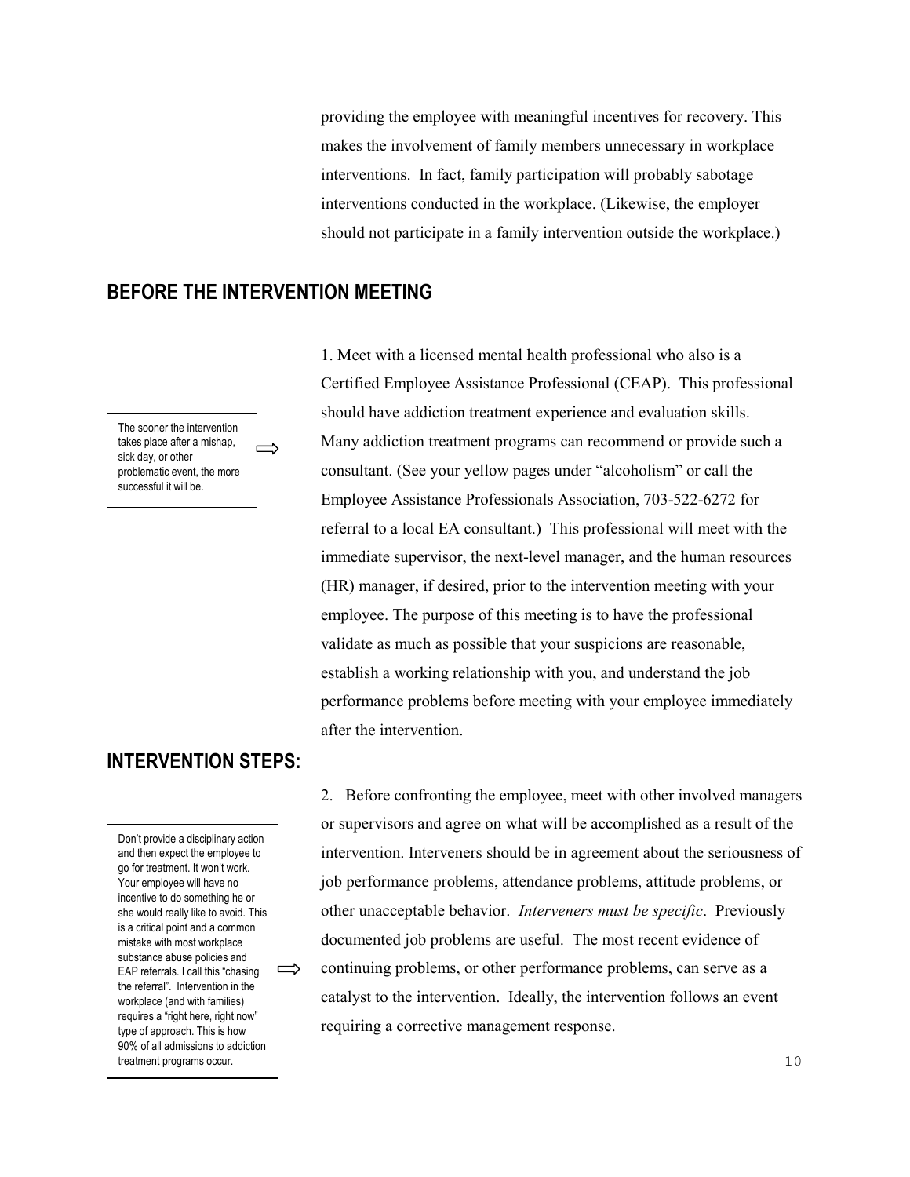providing the employee with meaningful incentives for recovery. This makes the involvement of family members unnecessary in workplace interventions. In fact, family participation will probably sabotage interventions conducted in the workplace. (Likewise, the employer should not participate in a family intervention outside the workplace.)

## BEFORE THE INTERVENTION MEETING

> The sooner the intervention takes place after a mishap, sick day, or other problematic event, the more successful it will be.

1. Meet with a licensed mental health professional who also is a Certified Employee Assistance Professional (CEAP). This professional should have addiction treatment experience and evaluation skills. Many addiction treatment programs can recommend or provide such a consultant. (See your yellow pages under "alcoholism" or call the Employee Assistance Professionals Association, 703-522-6272 for referral to a local EA consultant.) This professional will meet with the immediate supervisor, the next-level manager, and the human resources (HR) manager, if desired, prior to the intervention meeting with your employee. The purpose of this meeting is to have the professional validate as much as possible that your suspicions are reasonable, establish a working relationship with you, and understand the job performance problems before meeting with your employee immediately after the intervention.

## INTERVENTION STEPS:

> Don't provide a disciplinary action and then expect the employee to go for treatment. It won't work. Your employee will have no incentive to do something he or she would really like to avoid. This is a critical point and a common mistake with most workplace substance abuse policies and EAP referrals. I call this "chasing the referral". Intervention in the workplace (and with families) requires a "right here, right now" type of approach. This is how 90% of all admissions to addiction treatment programs occur.

2. Before confronting the employee, meet with other involved managers or supervisors and agree on what will be accomplished as a result of the intervention. Interveners should be in agreement about the seriousness of job performance problems, attendance problems, attitude problems, or other unacceptable behavior. *Interveners must be specific*. Previously documented job problems are useful. The most recent evidence of continuing problems, or other performance problems, can serve as a catalyst to the intervention. Ideally, the intervention follows an event requiring a corrective management response.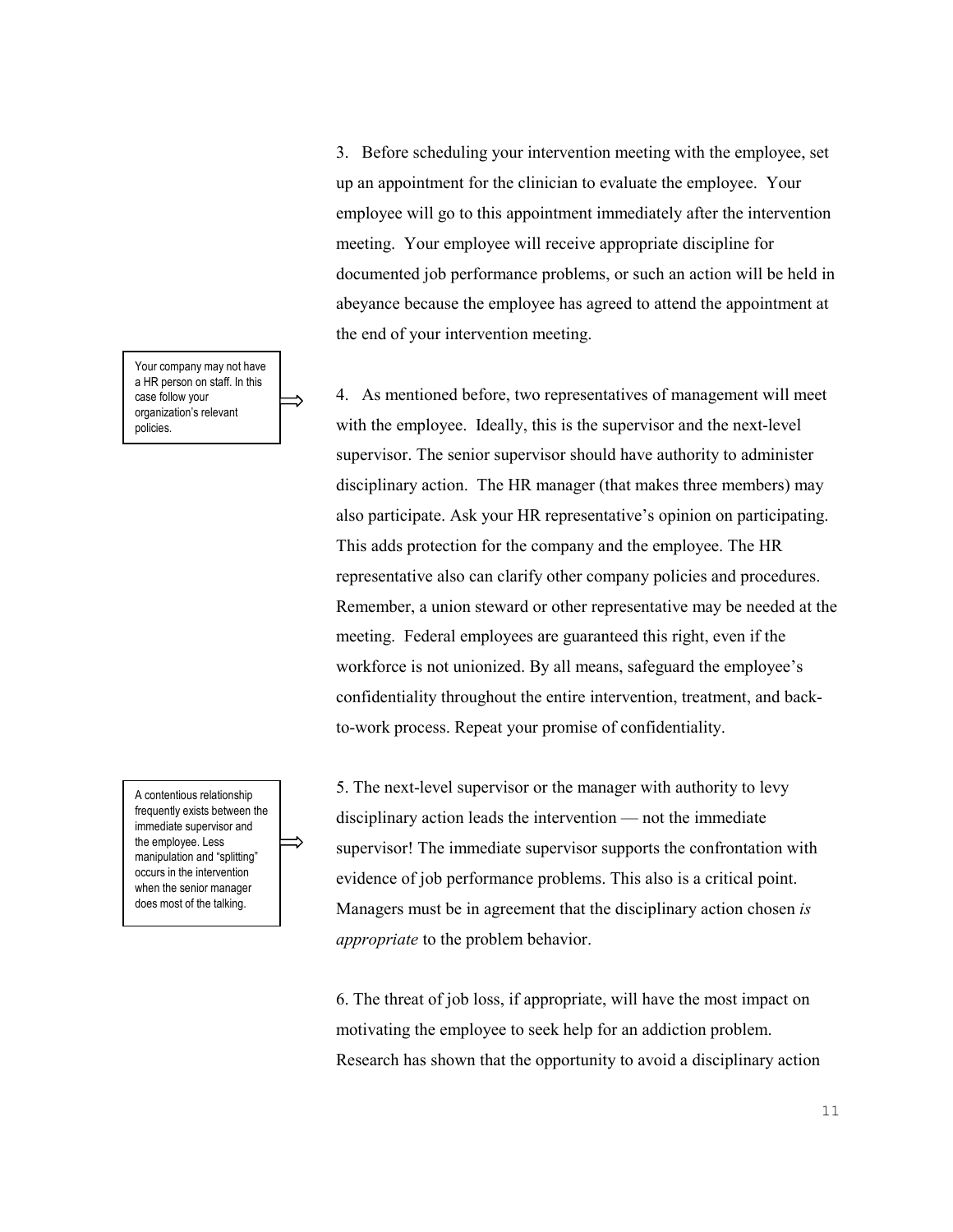3. Before scheduling your intervention meeting with the employee, set up an appointment for the clinician to evaluate the employee. Your employee will go to this appointment immediately after the intervention meeting. Your employee will receive appropriate discipline for documented job performance problems, or such an action will be held in abeyance because the employee has agreed to attend the appointment at the end of your intervention meeting.

> Your company may not have a HR person on staff. In this case follow your organization's relevant policies.

4. As mentioned before, two representatives of management will meet with the employee. Ideally, this is the supervisor and the next-level supervisor. The senior supervisor should have authority to administer disciplinary action. The HR manager (that makes three members) may also participate. Ask your HR representative's opinion on participating. This adds protection for the company and the employee. The HR representative also can clarify other company policies and procedures. Remember, a union steward or other representative may be needed at the meeting. Federal employees are guaranteed this right, even if the workforce is not unionized. By all means, safeguard the employee's confidentiality throughout the entire intervention, treatment, and back-to-work process. Repeat your promise of confidentiality.

> A contentious relationship frequently exists between the immediate supervisor and the employee. Less manipulation and "splitting" occurs in the intervention when the senior manager does most of the talking.

5. The next-level supervisor or the manager with authority to levy disciplinary action leads the intervention — not the immediate supervisor! The immediate supervisor supports the confrontation with evidence of job performance problems. This also is a critical point. Managers must be in agreement that the disciplinary action chosen *is appropriate* to the problem behavior.

6. The threat of job loss, if appropriate, will have the most impact on motivating the employee to seek help for an addiction problem. Research has shown that the opportunity to avoid a disciplinary action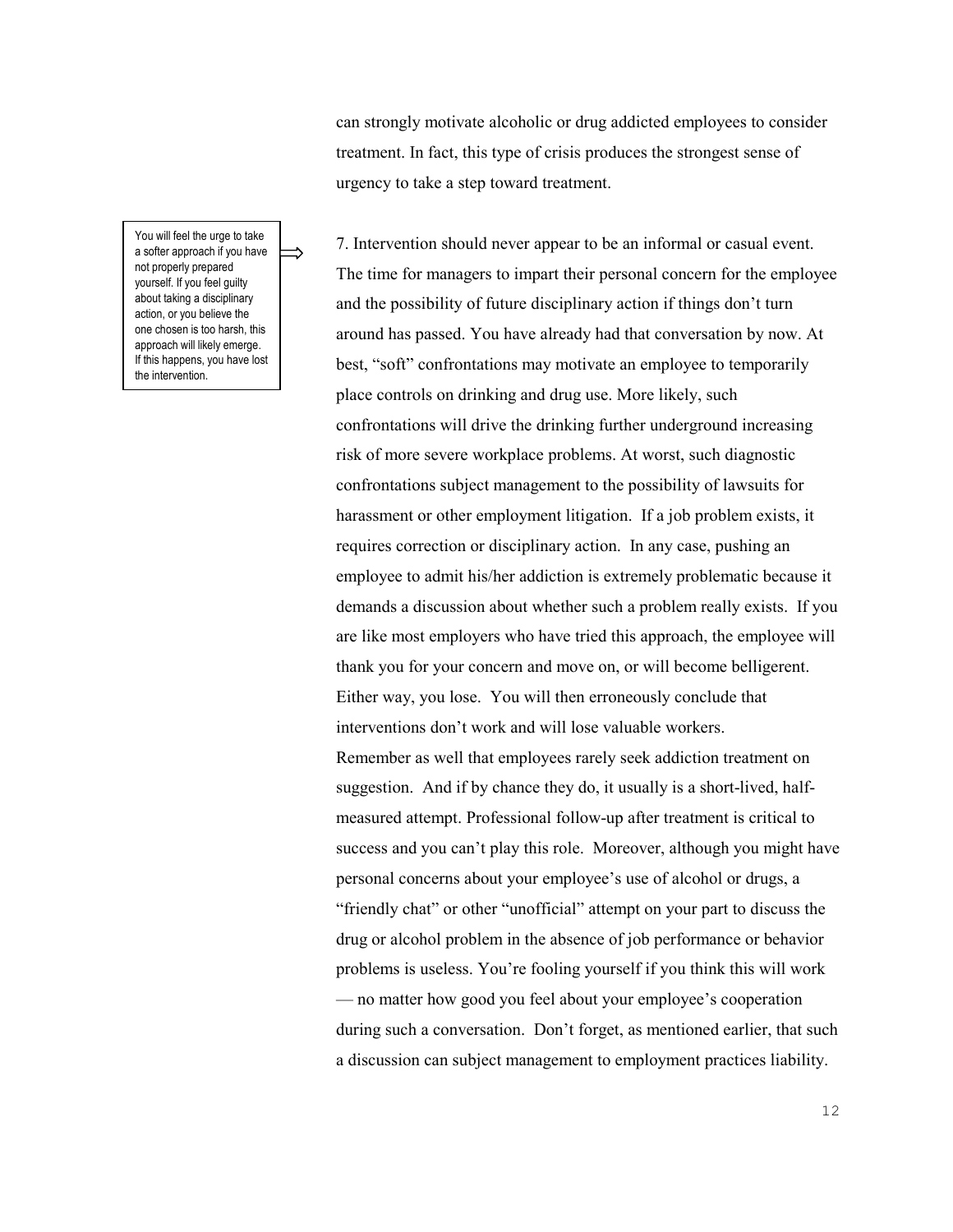can strongly motivate alcoholic or drug addicted employees to consider treatment. In fact, this type of crisis produces the strongest sense of urgency to take a step toward treatment.

> You will feel the urge to take a softer approach if you have not properly prepared yourself. If you feel guilty about taking a disciplinary action, or you believe the one chosen is too harsh, this approach will likely emerge. If this happens, you have lost the intervention.

7. Intervention should never appear to be an informal or casual event. The time for managers to impart their personal concern for the employee and the possibility of future disciplinary action if things don't turn around has passed. You have already had that conversation by now. At best, "soft" confrontations may motivate an employee to temporarily place controls on drinking and drug use. More likely, such confrontations will drive the drinking further underground increasing risk of more severe workplace problems. At worst, such diagnostic confrontations subject management to the possibility of lawsuits for harassment or other employment litigation. If a job problem exists, it requires correction or disciplinary action. In any case, pushing an employee to admit his/her addiction is extremely problematic because it demands a discussion about whether such a problem really exists. If you are like most employers who have tried this approach, the employee will thank you for your concern and move on, or will become belligerent. Either way, you lose. You will then erroneously conclude that interventions don't work and will lose valuable workers.

Remember as well that employees rarely seek addiction treatment on suggestion. And if by chance they do, it usually is a short-lived, half-measured attempt. Professional follow-up after treatment is critical to success and you can't play this role. Moreover, although you might have personal concerns about your employee's use of alcohol or drugs, a "friendly chat" or other "unofficial" attempt on your part to discuss the drug or alcohol problem in the absence of job performance or behavior problems is useless. You're fooling yourself if you think this will work — no matter how good you feel about your employee's cooperation during such a conversation. Don't forget, as mentioned earlier, that such a discussion can subject management to employment practices liability.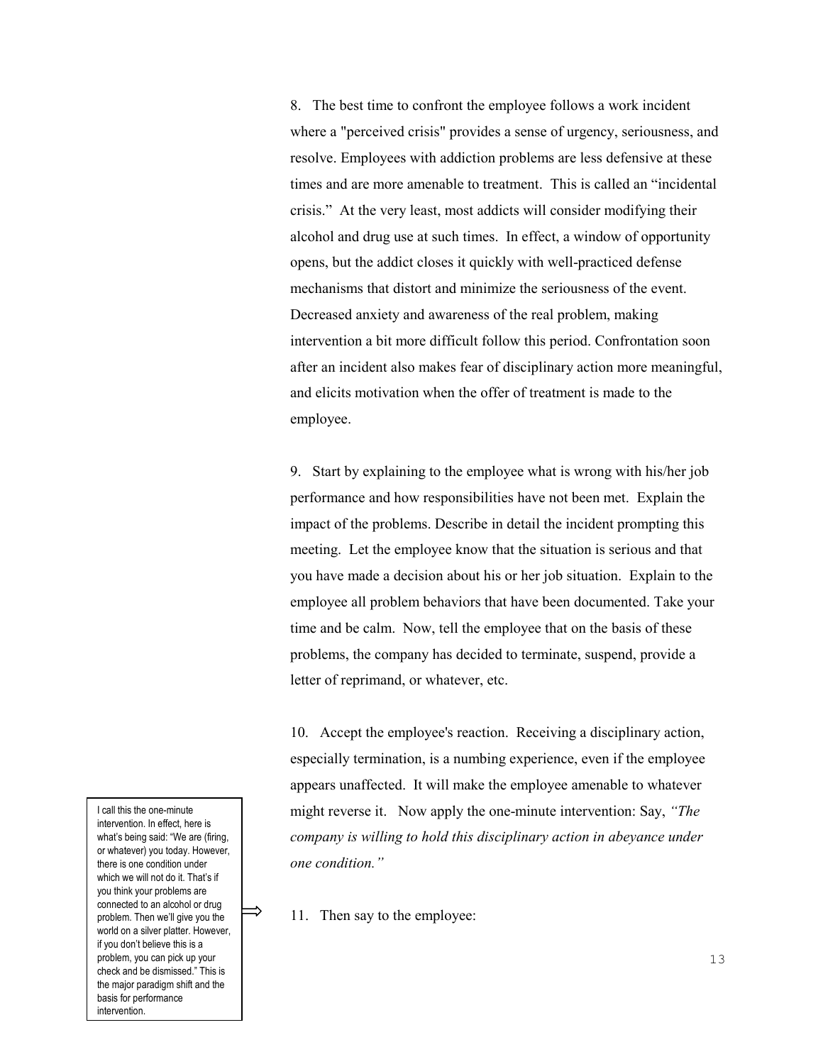8. The best time to confront the employee follows a work incident where a "perceived crisis" provides a sense of urgency, seriousness, and resolve. Employees with addiction problems are less defensive at these times and are more amenable to treatment. This is called an "incidental crisis." At the very least, most addicts will consider modifying their alcohol and drug use at such times. In effect, a window of opportunity opens, but the addict closes it quickly with well-practiced defense mechanisms that distort and minimize the seriousness of the event. Decreased anxiety and awareness of the real problem, making intervention a bit more difficult follow this period. Confrontation soon after an incident also makes fear of disciplinary action more meaningful, and elicits motivation when the offer of treatment is made to the employee.

9. Start by explaining to the employee what is wrong with his/her job performance and how responsibilities have not been met. Explain the impact of the problems. Describe in detail the incident prompting this meeting. Let the employee know that the situation is serious and that you have made a decision about his or her job situation. Explain to the employee all problem behaviors that have been documented. Take your time and be calm. Now, tell the employee that on the basis of these problems, the company has decided to terminate, suspend, provide a letter of reprimand, or whatever, etc.

10. Accept the employee's reaction. Receiving a disciplinary action, especially termination, is a numbing experience, even if the employee appears unaffected. It will make the employee amenable to whatever might reverse it. Now apply the one-minute intervention: Say, *"The company is willing to hold this disciplinary action in abeyance under one condition."*

> I call this the one-minute intervention. In effect, here is what's being said: "We are (firing, or whatever) you today. However, there is one condition under which we will not do it. That's if you think your problems are connected to an alcohol or drug problem. Then we'll give you the world on a silver platter. However, if you don't believe this is a problem, you can pick up your check and be dismissed." This is the major paradigm shift and the basis for performance intervention.

11. Then say to the employee: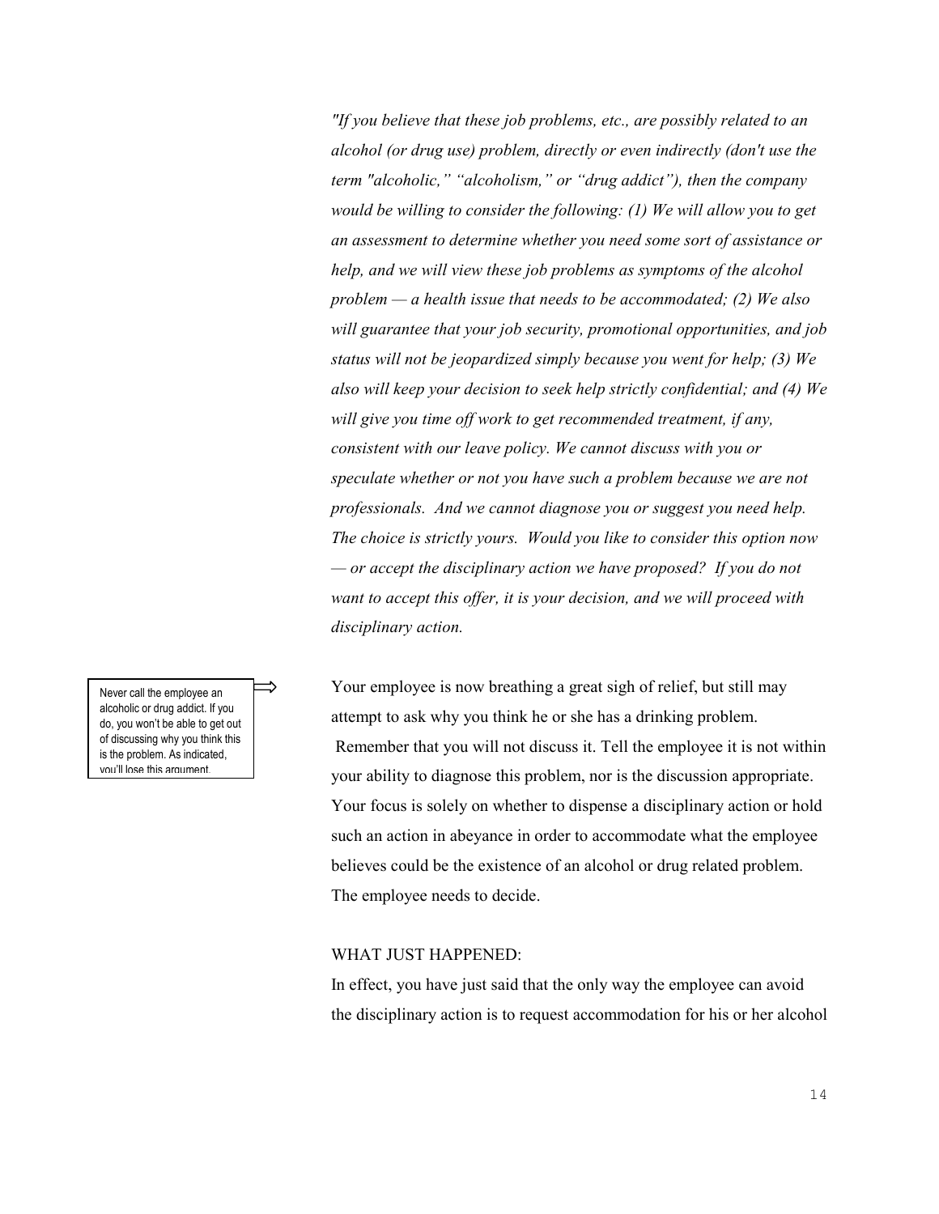*"If you believe that these job problems, etc., are possibly related to an alcohol (or drug use) problem, directly or even indirectly (don't use the term "alcoholic," "alcoholism," or "drug addict"), then the company would be willing to consider the following: (1) We will allow you to get an assessment to determine whether you need some sort of assistance or help, and we will view these job problems as symptoms of the alcohol problem — a health issue that needs to be accommodated; (2) We also will guarantee that your job security, promotional opportunities, and job status will not be jeopardized simply because you went for help; (3) We also will keep your decision to seek help strictly confidential; and (4) We will give you time off work to get recommended treatment, if any, consistent with our leave policy. We cannot discuss with you or speculate whether or not you have such a problem because we are not professionals. And we cannot diagnose you or suggest you need help. The choice is strictly yours. Would you like to consider this option now — or accept the disciplinary action we have proposed? If you do not want to accept this offer, it is your decision, and we will proceed with disciplinary action.*

> Never call the employee an alcoholic or drug addict. If you do, you won't be able to get out of discussing why you think this is the problem. As indicated, you'll lose this argument.

Your employee is now breathing a great sigh of relief, but still may attempt to ask why you think he or she has a drinking problem. Remember that you will not discuss it. Tell the employee it is not within your ability to diagnose this problem, nor is the discussion appropriate. Your focus is solely on whether to dispense a disciplinary action or hold such an action in abeyance in order to accommodate what the employee believes could be the existence of an alcohol or drug related problem. The employee needs to decide.

WHAT JUST HAPPENED:

In effect, you have just said that the only way the employee can avoid the disciplinary action is to request accommodation for his or her alcohol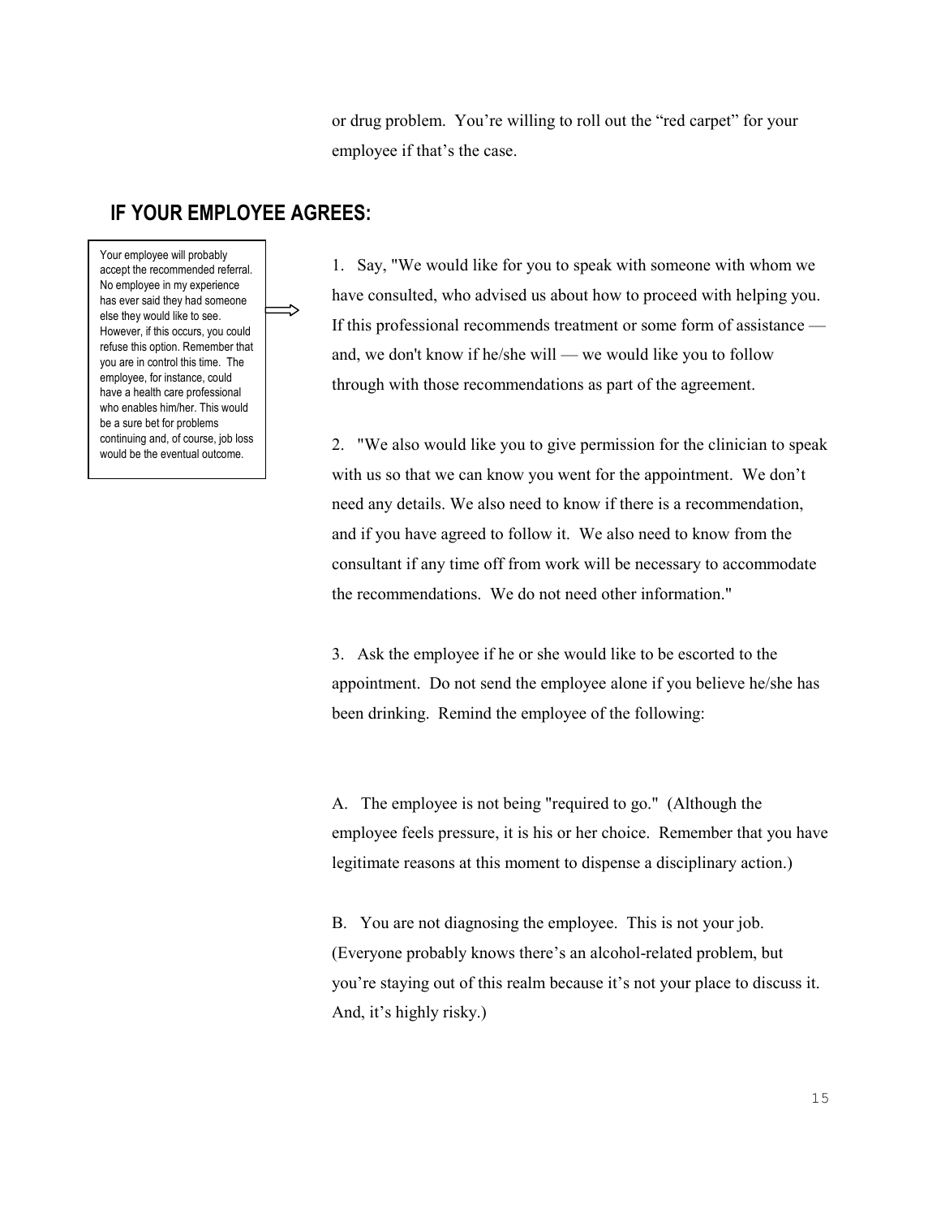or drug problem. You're willing to roll out the "red carpet" for your employee if that's the case.

## IF YOUR EMPLOYEE AGREES:

> Your employee will probably accept the recommended referral. No employee in my experience has ever said they had someone else they would like to see. However, if this occurs, you could refuse this option. Remember that you are in control this time. The employee, for instance, could have a health care professional who enables him/her. This would be a sure bet for problems continuing and, of course, job loss would be the eventual outcome.

1. Say, "We would like for you to speak with someone with whom we have consulted, who advised us about how to proceed with helping you. If this professional recommends treatment or some form of assistance — and, we don't know if he/she will — we would like you to follow through with those recommendations as part of the agreement.

2. "We also would like you to give permission for the clinician to speak with us so that we can know you went for the appointment. We don't need any details. We also need to know if there is a recommendation, and if you have agreed to follow it. We also need to know from the consultant if any time off from work will be necessary to accommodate the recommendations. We do not need other information."

3. Ask the employee if he or she would like to be escorted to the appointment. Do not send the employee alone if you believe he/she has been drinking. Remind the employee of the following:

A. The employee is not being "required to go." (Although the employee feels pressure, it is his or her choice. Remember that you have legitimate reasons at this moment to dispense a disciplinary action.)

B. You are not diagnosing the employee. This is not your job. (Everyone probably knows there's an alcohol-related problem, but you're staying out of this realm because it's not your place to discuss it. And, it's highly risky.)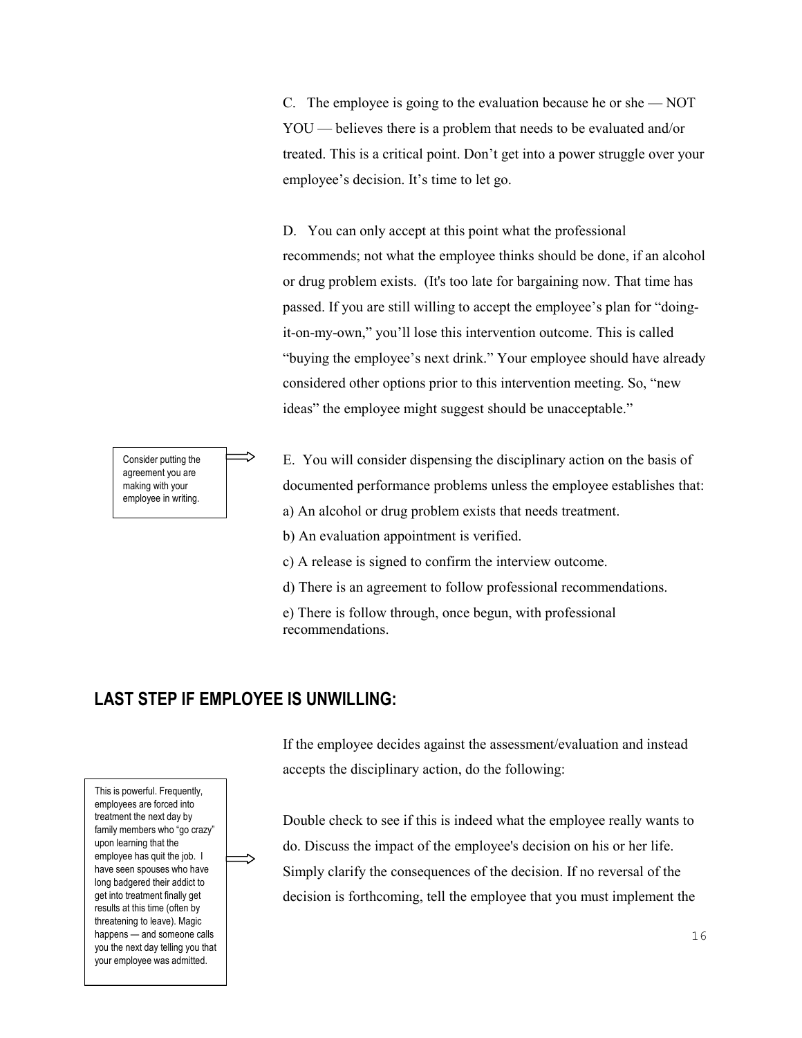C. The employee is going to the evaluation because he or she — NOT YOU — believes there is a problem that needs to be evaluated and/or treated. This is a critical point. Don't get into a power struggle over your employee's decision. It's time to let go.

D. You can only accept at this point what the professional recommends; not what the employee thinks should be done, if an alcohol or drug problem exists. (It's too late for bargaining now. That time has passed. If you are still willing to accept the employee's plan for "doing-it-on-my-own," you'll lose this intervention outcome. This is called "buying the employee's next drink." Your employee should have already considered other options prior to this intervention meeting. So, "new ideas" the employee might suggest should be unacceptable."

> Consider putting the agreement you are making with your employee in writing.

E. You will consider dispensing the disciplinary action on the basis of documented performance problems unless the employee establishes that:

a) An alcohol or drug problem exists that needs treatment.

b) An evaluation appointment is verified.

c) A release is signed to confirm the interview outcome.

d) There is an agreement to follow professional recommendations.

e) There is follow through, once begun, with professional recommendations.

## LAST STEP IF EMPLOYEE IS UNWILLING:

If the employee decides against the assessment/evaluation and instead accepts the disciplinary action, do the following:

> This is powerful. Frequently, employees are forced into treatment the next day by family members who "go crazy" upon learning that the employee has quit the job. I have seen spouses who have long badgered their addict to get into treatment finally get results at this time (often by threatening to leave). Magic happens — and someone calls you the next day telling you that your employee was admitted.

Double check to see if this is indeed what the employee really wants to do. Discuss the impact of the employee's decision on his or her life. Simply clarify the consequences of the decision. If no reversal of the decision is forthcoming, tell the employee that you must implement the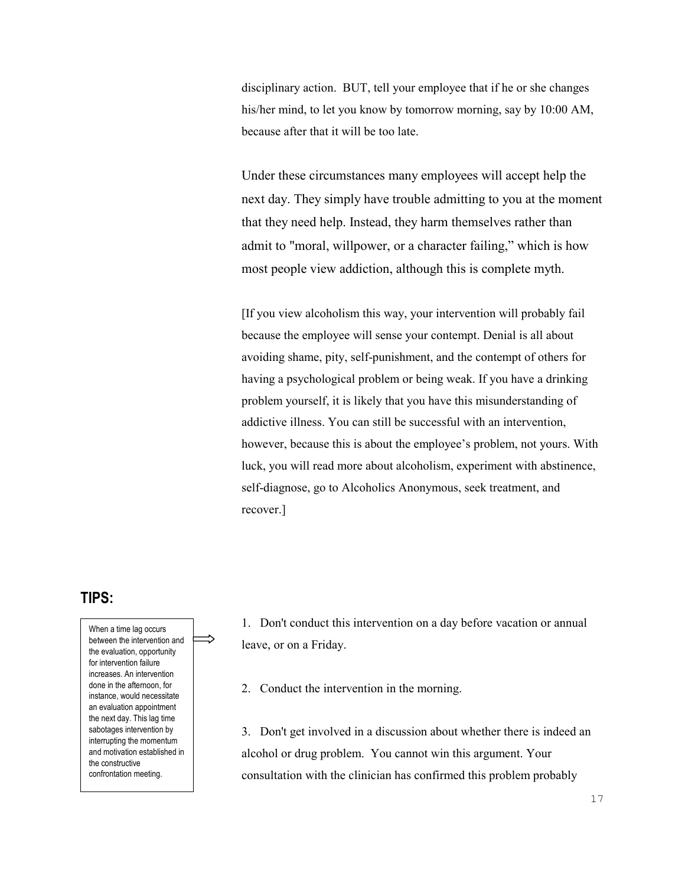disciplinary action. BUT, tell your employee that if he or she changes his/her mind, to let you know by tomorrow morning, say by 10:00 AM, because after that it will be too late.

Under these circumstances many employees will accept help the next day. They simply have trouble admitting to you at the moment that they need help. Instead, they harm themselves rather than admit to "moral, willpower, or a character failing," which is how most people view addiction, although this is complete myth.

[If you view alcoholism this way, your intervention will probably fail because the employee will sense your contempt. Denial is all about avoiding shame, pity, self-punishment, and the contempt of others for having a psychological problem or being weak. If you have a drinking problem yourself, it is likely that you have this misunderstanding of addictive illness. You can still be successful with an intervention, however, because this is about the employee's problem, not yours. With luck, you will read more about alcoholism, experiment with abstinence, self-diagnose, go to Alcoholics Anonymous, seek treatment, and recover.]

## TIPS:

> When a time lag occurs between the intervention and the evaluation, opportunity for intervention failure increases. An intervention done in the afternoon, for instance, would necessitate an evaluation appointment the next day. This lag time sabotages intervention by interrupting the momentum and motivation established in the constructive confrontation meeting.

1. Don't conduct this intervention on a day before vacation or annual leave, or on a Friday.

2. Conduct the intervention in the morning.

3. Don't get involved in a discussion about whether there is indeed an alcohol or drug problem. You cannot win this argument. Your consultation with the clinician has confirmed this problem probably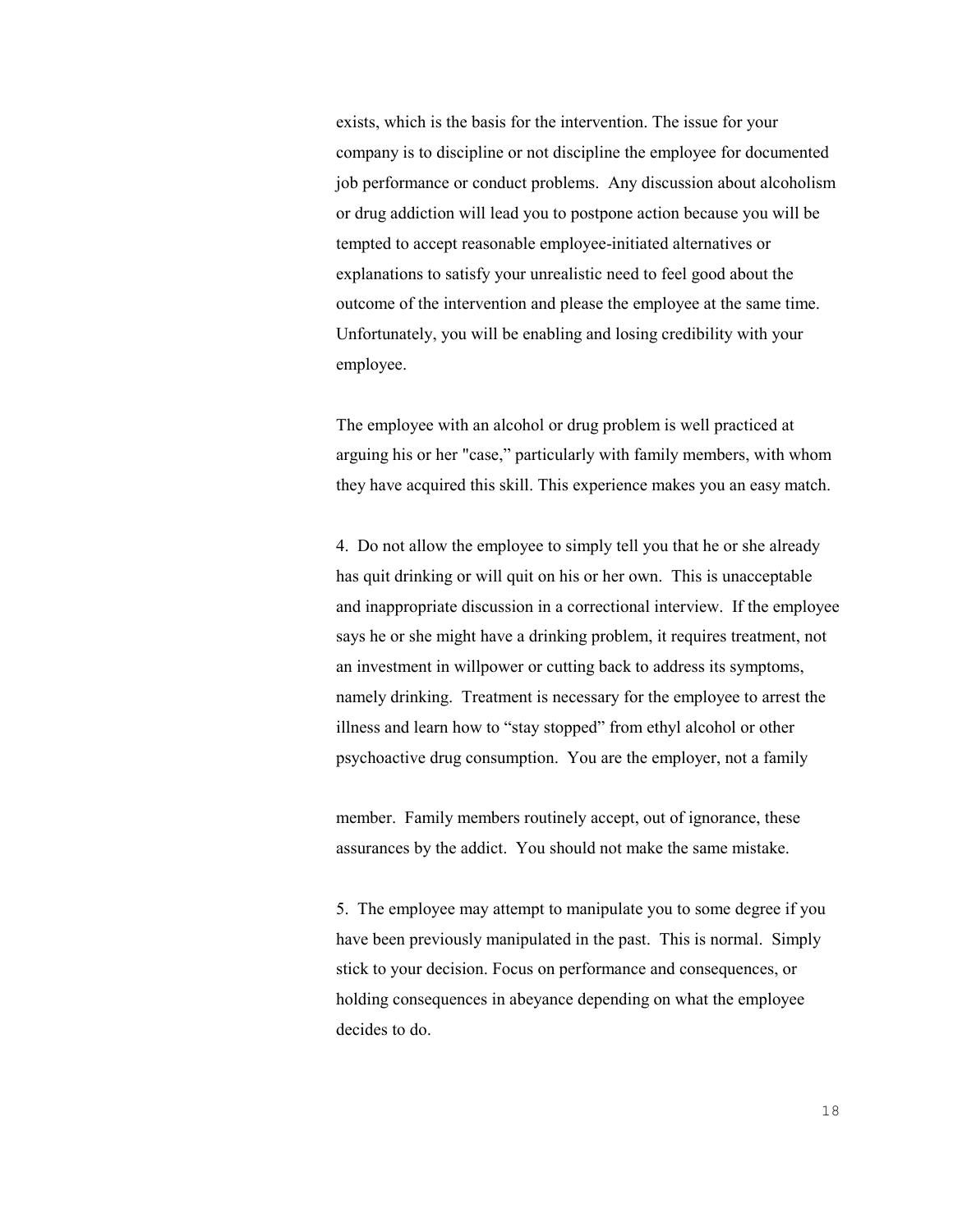exists, which is the basis for the intervention. The issue for your company is to discipline or not discipline the employee for documented job performance or conduct problems. Any discussion about alcoholism or drug addiction will lead you to postpone action because you will be tempted to accept reasonable employee-initiated alternatives or explanations to satisfy your unrealistic need to feel good about the outcome of the intervention and please the employee at the same time. Unfortunately, you will be enabling and losing credibility with your employee.

The employee with an alcohol or drug problem is well practiced at arguing his or her "case," particularly with family members, with whom they have acquired this skill. This experience makes you an easy match.

4. Do not allow the employee to simply tell you that he or she already has quit drinking or will quit on his or her own. This is unacceptable and inappropriate discussion in a correctional interview. If the employee says he or she might have a drinking problem, it requires treatment, not an investment in willpower or cutting back to address its symptoms, namely drinking. Treatment is necessary for the employee to arrest the illness and learn how to "stay stopped" from ethyl alcohol or other psychoactive drug consumption. You are the employer, not a family member. Family members routinely accept, out of ignorance, these assurances by the addict. You should not make the same mistake.

5. The employee may attempt to manipulate you to some degree if you have been previously manipulated in the past. This is normal. Simply stick to your decision. Focus on performance and consequences, or holding consequences in abeyance depending on what the employee decides to do.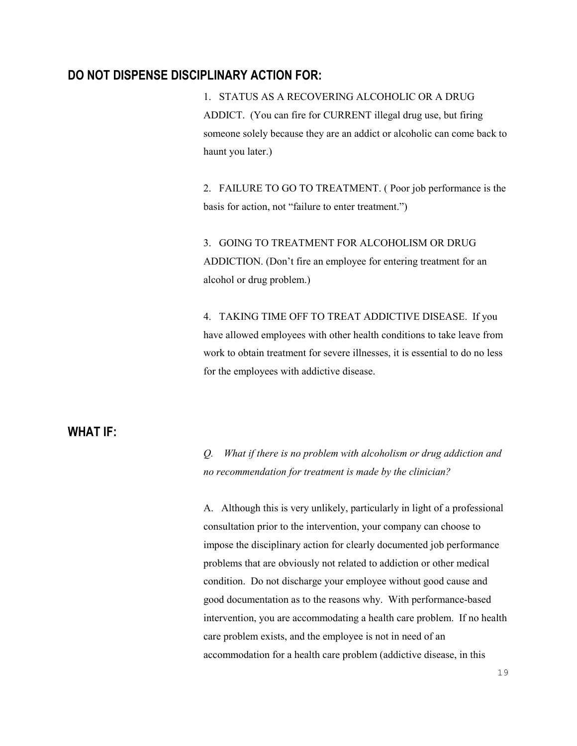## DO NOT DISPENSE DISCIPLINARY ACTION FOR:

1. STATUS AS A RECOVERING ALCOHOLIC OR A DRUG ADDICT. (You can fire for CURRENT illegal drug use, but firing someone solely because they are an addict or alcoholic can come back to haunt you later.)

2. FAILURE TO GO TO TREATMENT. ( Poor job performance is the basis for action, not "failure to enter treatment.")

3. GOING TO TREATMENT FOR ALCOHOLISM OR DRUG ADDICTION. (Don't fire an employee for entering treatment for an alcohol or drug problem.)

4. TAKING TIME OFF TO TREAT ADDICTIVE DISEASE. If you have allowed employees with other health conditions to take leave from work to obtain treatment for severe illnesses, it is essential to do no less for the employees with addictive disease.

## WHAT IF:

*Q. What if there is no problem with alcoholism or drug addiction and no recommendation for treatment is made by the clinician?*

A. Although this is very unlikely, particularly in light of a professional consultation prior to the intervention, your company can choose to impose the disciplinary action for clearly documented job performance problems that are obviously not related to addiction or other medical condition. Do not discharge your employee without good cause and good documentation as to the reasons why. With performance-based intervention, you are accommodating a health care problem. If no health care problem exists, and the employee is not in need of an accommodation for a health care problem (addictive disease, in this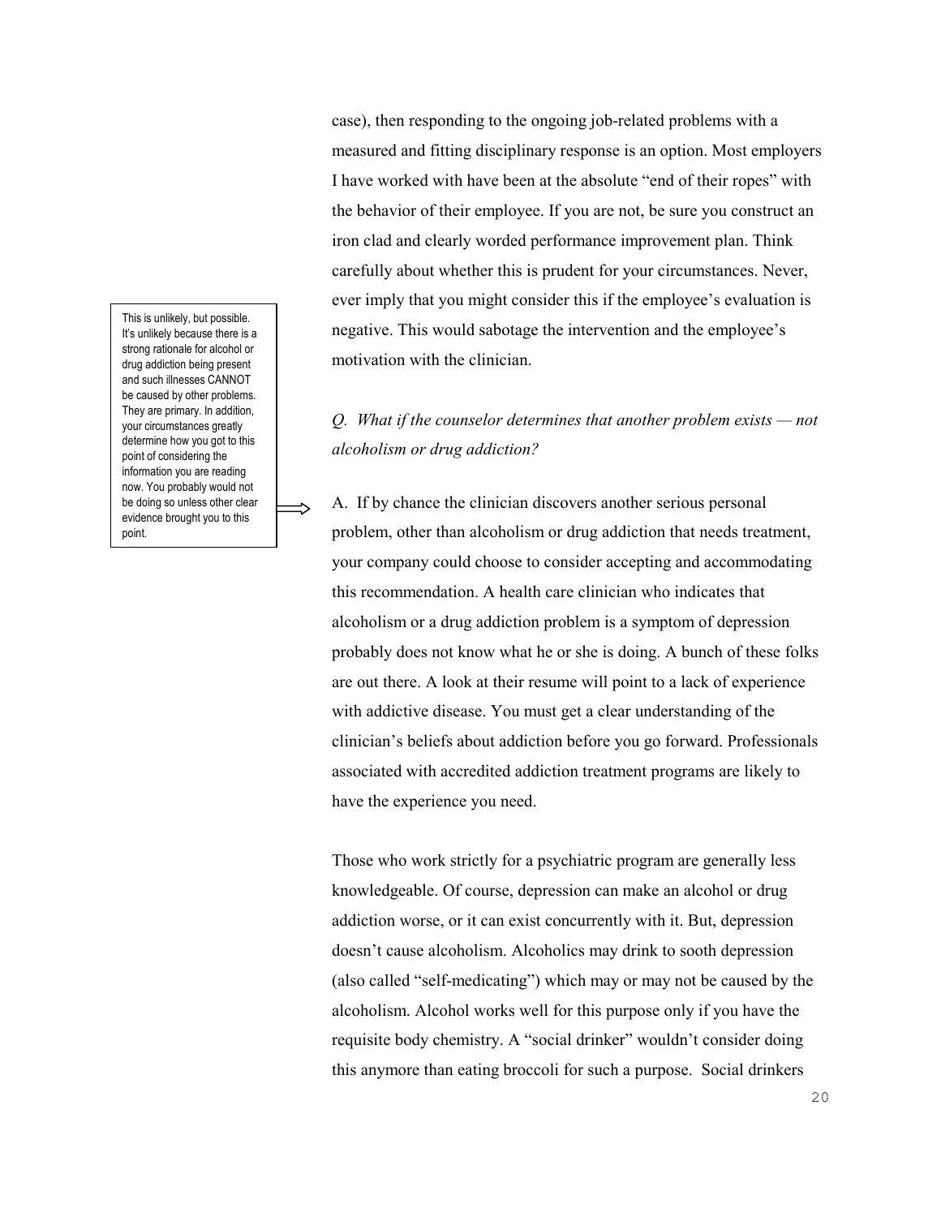case), then responding to the ongoing job-related problems with a measured and fitting disciplinary response is an option. Most employers I have worked with have been at the absolute "end of their ropes" with the behavior of their employee. If you are not, be sure you construct an iron clad and clearly worded performance improvement plan. Think carefully about whether this is prudent for your circumstances. Never, ever imply that you might consider this if the employee's evaluation is negative. This would sabotage the intervention and the employee's motivation with the clinician.

*Q. What if the counselor determines that another problem exists — not alcoholism or drug addiction?*

> This is unlikely, but possible. It's unlikely because there is a strong rationale for alcohol or drug addiction being present and such illnesses CANNOT be caused by other problems. They are primary. In addition, your circumstances greatly determine how you got to this point of considering the information you are reading now. You probably would not be doing so unless other clear evidence brought you to this point.

A. If by chance the clinician discovers another serious personal problem, other than alcoholism or drug addiction that needs treatment, your company could choose to consider accepting and accommodating this recommendation. A health care clinician who indicates that alcoholism or a drug addiction problem is a symptom of depression probably does not know what he or she is doing. A bunch of these folks are out there. A look at their resume will point to a lack of experience with addictive disease. You must get a clear understanding of the clinician's beliefs about addiction before you go forward. Professionals associated with accredited addiction treatment programs are likely to have the experience you need.

Those who work strictly for a psychiatric program are generally less knowledgeable. Of course, depression can make an alcohol or drug addiction worse, or it can exist concurrently with it. But, depression doesn't cause alcoholism. Alcoholics may drink to sooth depression (also called "self-medicating") which may or may not be caused by the alcoholism. Alcohol works well for this purpose only if you have the requisite body chemistry. A "social drinker" wouldn't consider doing this anymore than eating broccoli for such a purpose. Social drinkers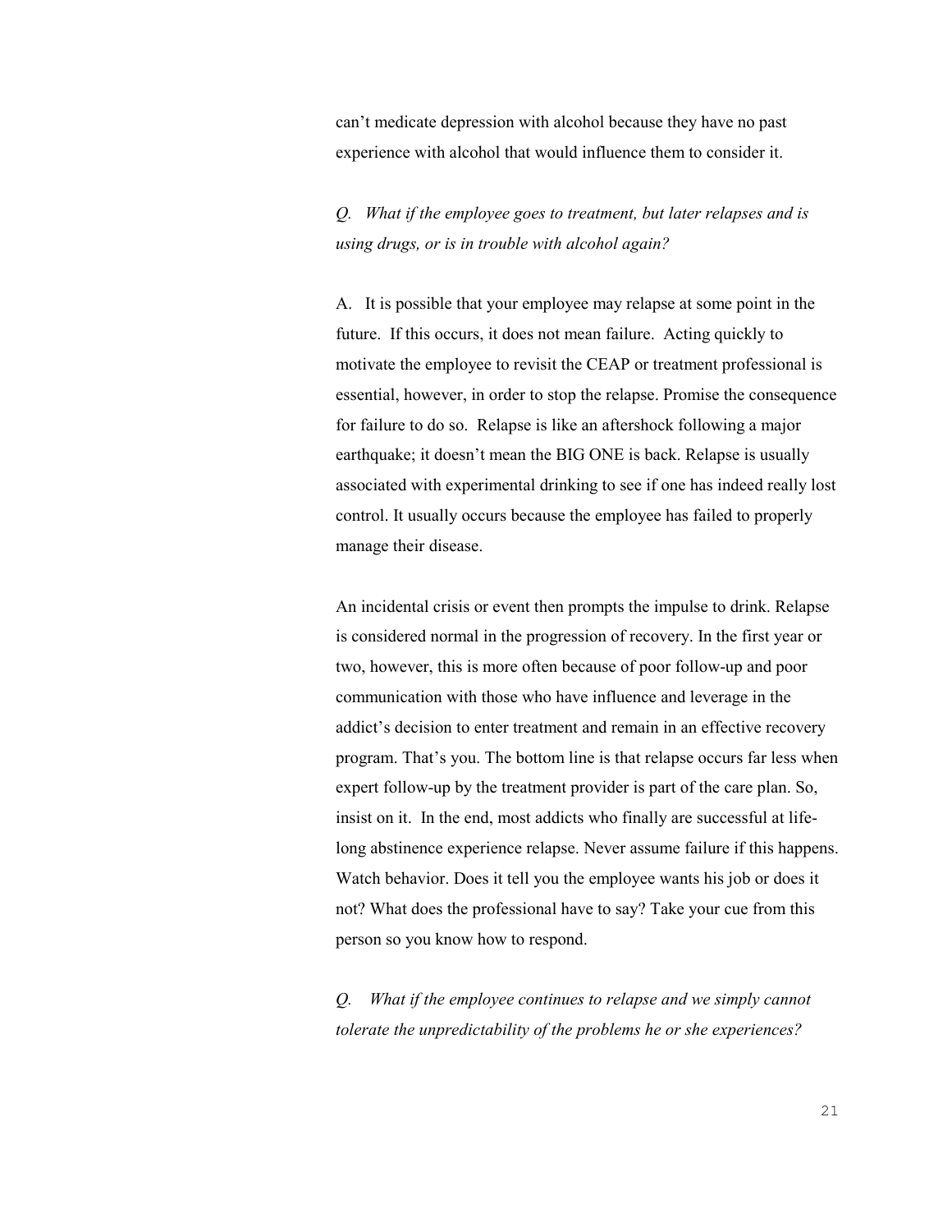can't medicate depression with alcohol because they have no past experience with alcohol that would influence them to consider it.

*Q. What if the employee goes to treatment, but later relapses and is using drugs, or is in trouble with alcohol again?*

A. It is possible that your employee may relapse at some point in the future. If this occurs, it does not mean failure. Acting quickly to motivate the employee to revisit the CEAP or treatment professional is essential, however, in order to stop the relapse. Promise the consequence for failure to do so. Relapse is like an aftershock following a major earthquake; it doesn't mean the BIG ONE is back. Relapse is usually associated with experimental drinking to see if one has indeed really lost control. It usually occurs because the employee has failed to properly manage their disease.

An incidental crisis or event then prompts the impulse to drink. Relapse is considered normal in the progression of recovery. In the first year or two, however, this is more often because of poor follow-up and poor communication with those who have influence and leverage in the addict's decision to enter treatment and remain in an effective recovery program. That's you. The bottom line is that relapse occurs far less when expert follow-up by the treatment provider is part of the care plan. So, insist on it. In the end, most addicts who finally are successful at life-long abstinence experience relapse. Never assume failure if this happens. Watch behavior. Does it tell you the employee wants his job or does it not? What does the professional have to say? Take your cue from this person so you know how to respond.

*Q. What if the employee continues to relapse and we simply cannot tolerate the unpredictability of the problems he or she experiences?*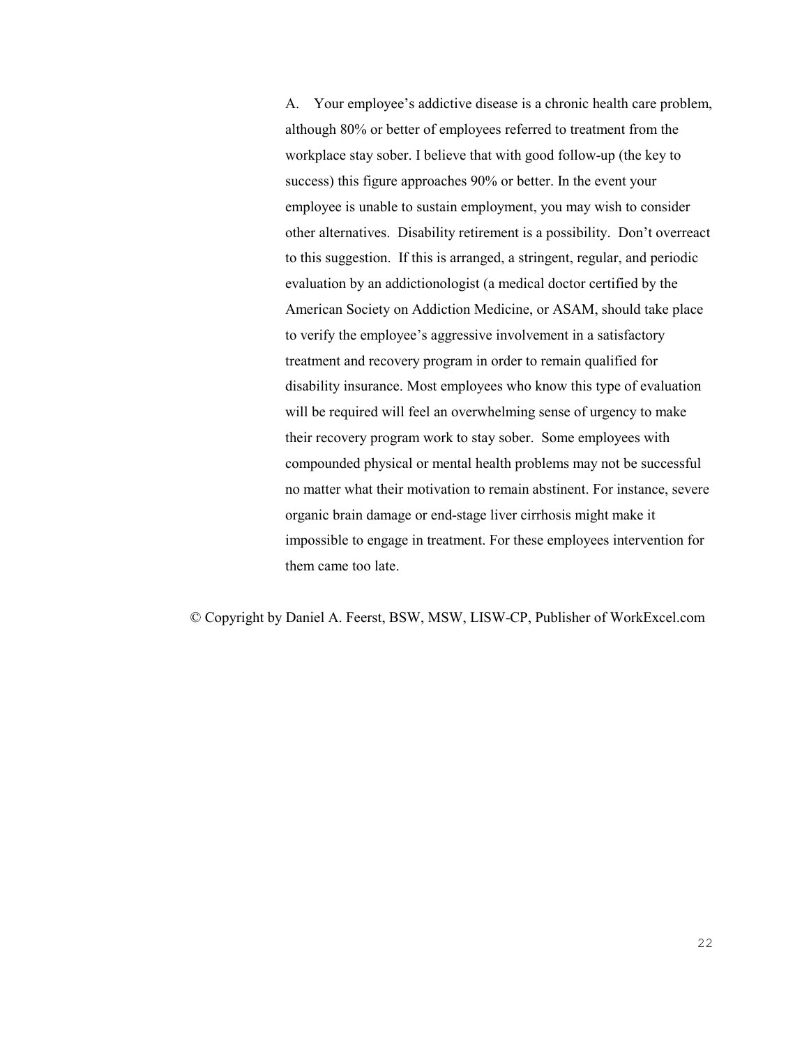A. Your employee's addictive disease is a chronic health care problem, although 80% or better of employees referred to treatment from the workplace stay sober. I believe that with good follow-up (the key to success) this figure approaches 90% or better. In the event your employee is unable to sustain employment, you may wish to consider other alternatives. Disability retirement is a possibility. Don't overreact to this suggestion. If this is arranged, a stringent, regular, and periodic evaluation by an addictionologist (a medical doctor certified by the American Society on Addiction Medicine, or ASAM, should take place to verify the employee's aggressive involvement in a satisfactory treatment and recovery program in order to remain qualified for disability insurance. Most employees who know this type of evaluation will be required will feel an overwhelming sense of urgency to make their recovery program work to stay sober. Some employees with compounded physical or mental health problems may not be successful no matter what their motivation to remain abstinent. For instance, severe organic brain damage or end-stage liver cirrhosis might make it impossible to engage in treatment. For these employees intervention for them came too late.

© Copyright by Daniel A. Feerst, BSW, MSW, LISW-CP, Publisher of WorkExcel.com